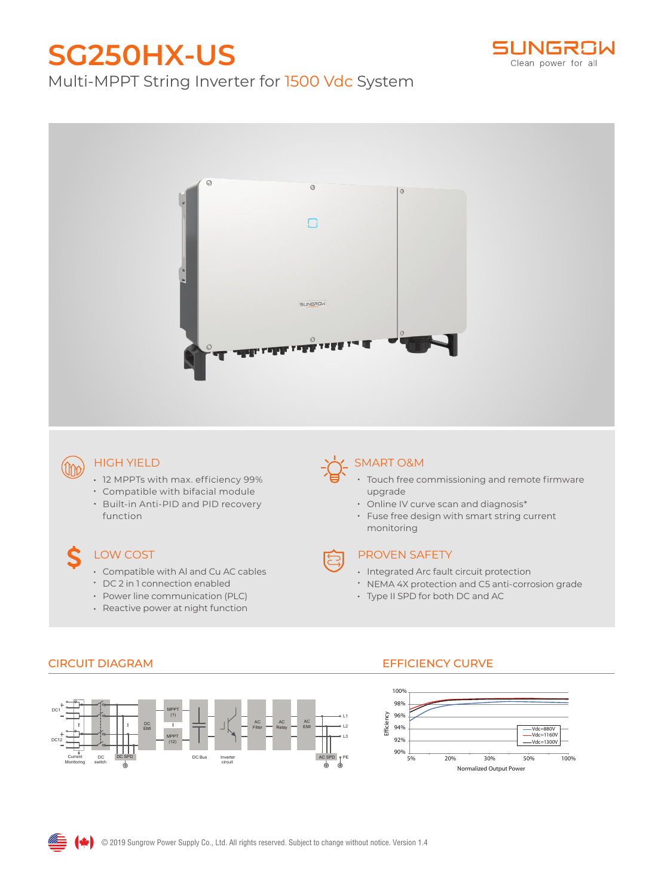# SG250HX-US

Multi-MPPT String Inverter for 1500 Vdc System

SUNGROW
Clean power for all

## HIGH YIELD

- 12 MPPTs with max. efficiency 99%
- Compatible with bifacial module
- Built-in Anti-PID and PID recovery function

## SMART O&M

- Touch free commissioning and remote firmware upgrade
- Online IV curve scan and diagnosis*
- Fuse free design with smart string current monitoring

## LOW COST

- Compatible with Al and Cu AC cables
- DC 2 in 1 connection enabled
- Power line communication (PLC)
- Reactive power at night function

## PROVEN SAFETY

- Integrated Arc fault circuit protection
- NEMA 4X protection and C5 anti-corrosion grade
- Type II SPD for both DC and AC

## CIRCUIT DIAGRAM

DC1, DC12, Current Monitoring, DC switch, DC SPD, DC EMI, MPPT (1), MPPT (12), DC Bus, Inverter circuit, AC Filter, AC Relay, AC EMI, AC SPD, L1, L2, L3, PE

## EFFICIENCY CURVE

Efficiency (90%–100%) vs. Normalized Output Power (5%–100%); curves: Vdc=880V, Vdc=1160V, Vdc=1300V

© 2019 Sungrow Power Supply Co., Ltd. All rights reserved. Subject to change without notice. Version 1.4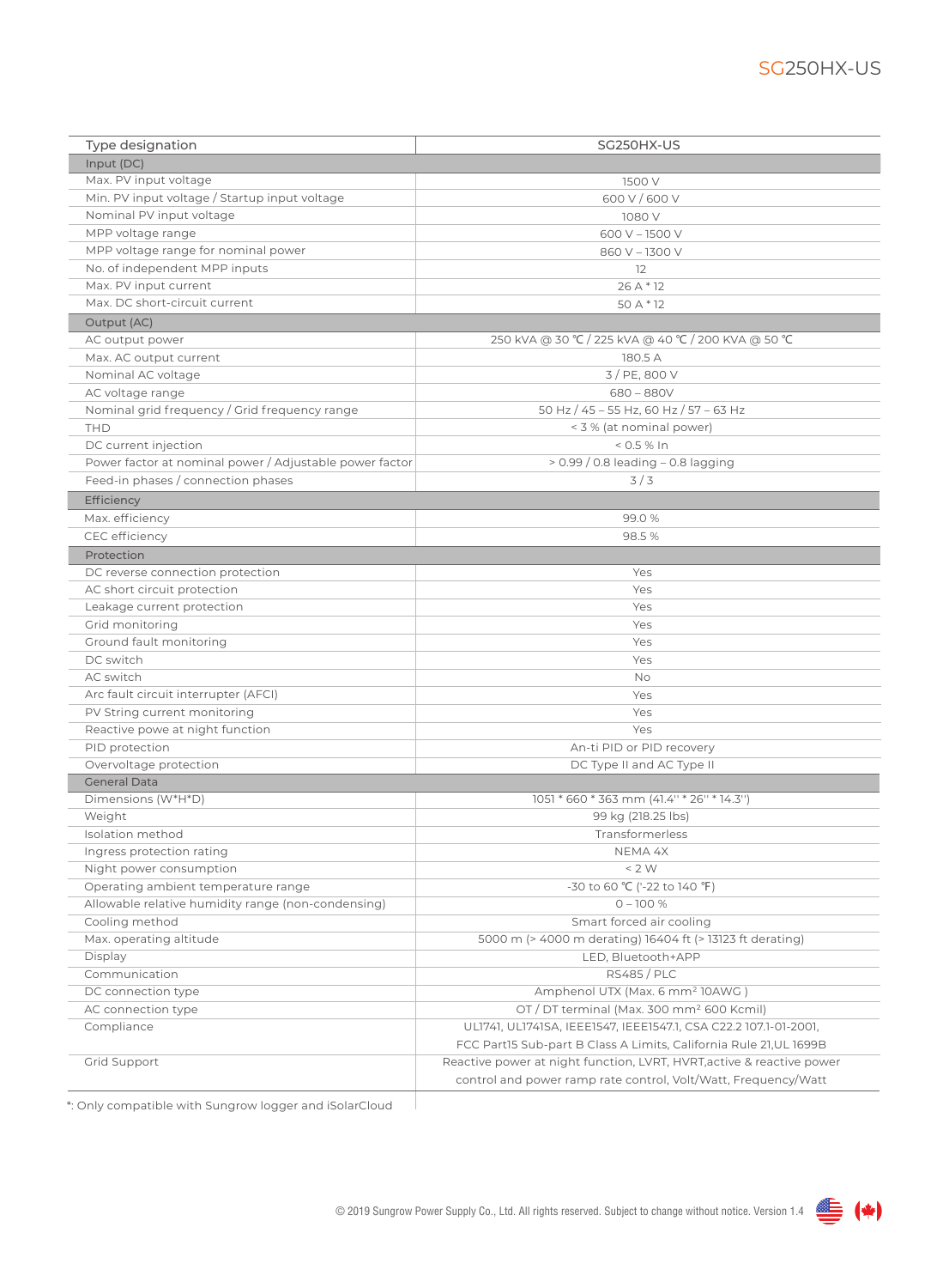# SG250HX-US

| Type designation | SG250HX-US |
|---|---|
| **Input (DC)** | |
| Max. PV input voltage | 1500 V |
| Min. PV input voltage / Startup input voltage | 600 V / 600 V |
| Nominal PV input voltage | 1080 V |
| MPP voltage range | 600 V – 1500 V |
| MPP voltage range for nominal power | 860 V – 1300 V |
| No. of independent MPP inputs | 12 |
| Max. PV input current | 26 A * 12 |
| Max. DC short-circuit current | 50 A * 12 |
| **Output (AC)** | |
| AC output power | 250 kVA @ 30 ℃ / 225 kVA @ 40 ℃ / 200 KVA @ 50 ℃ |
| Max. AC output current | 180.5 A |
| Nominal AC voltage | 3 / PE, 800 V |
| AC voltage range | 680 – 880V |
| Nominal grid frequency / Grid frequency range | 50 Hz / 45 – 55 Hz, 60 Hz / 57 – 63 Hz |
| THD | < 3 % (at nominal power) |
| DC current injection | < 0.5 % In |
| Power factor at nominal power / Adjustable power factor | > 0.99 / 0.8 leading – 0.8 lagging |
| Feed-in phases / connection phases | 3 / 3 |
| **Efficiency** | |
| Max. efficiency | 99.0 % |
| CEC efficiency | 98.5 % |
| **Protection** | |
| DC reverse connection protection | Yes |
| AC short circuit protection | Yes |
| Leakage current protection | Yes |
| Grid monitoring | Yes |
| Ground fault monitoring | Yes |
| DC switch | Yes |
| AC switch | No |
| Arc fault circuit interrupter (AFCI) | Yes |
| PV String current monitoring | Yes |
| Reactive powe at night function | Yes |
| PID protection | An-ti PID or PID recovery |
| Overvoltage protection | DC Type II and AC Type II |
| **General Data** | |
| Dimensions (W*H*D) | 1051 * 660 * 363 mm (41.4'' * 26'' * 14.3'') |
| Weight | 99 kg (218.25 lbs) |
| Isolation method | Transformerless |
| Ingress protection rating | NEMA 4X |
| Night power consumption | < 2 W |
| Operating ambient temperature range | -30 to 60 ℃ ('-22 to 140 ℉) |
| Allowable relative humidity range (non-condensing) | 0 – 100 % |
| Cooling method | Smart forced air cooling |
| Max. operating altitude | 5000 m (> 4000 m derating) 16404 ft (> 13123 ft derating) |
| Display | LED, Bluetooth+APP |
| Communication | RS485 / PLC |
| DC connection type | Amphenol UTX (Max. 6 mm² 10AWG ) |
| AC connection type | OT / DT terminal (Max. 300 mm² 600 Kcmil) |
| Compliance | UL1741, UL1741SA, IEEE1547, IEEE1547.1, CSA C22.2 107.1-01-2001, FCC Part15 Sub-part B Class A Limits, California Rule 21,UL 1699B |
| Grid Support | Reactive power at night function, LVRT, HVRT,active & reactive power control and power ramp rate control, Volt/Watt, Frequency/Watt |

*: Only compatible with Sungrow logger and iSolarCloud

© 2019 Sungrow Power Supply Co., Ltd. All rights reserved. Subject to change without notice. Version 1.4